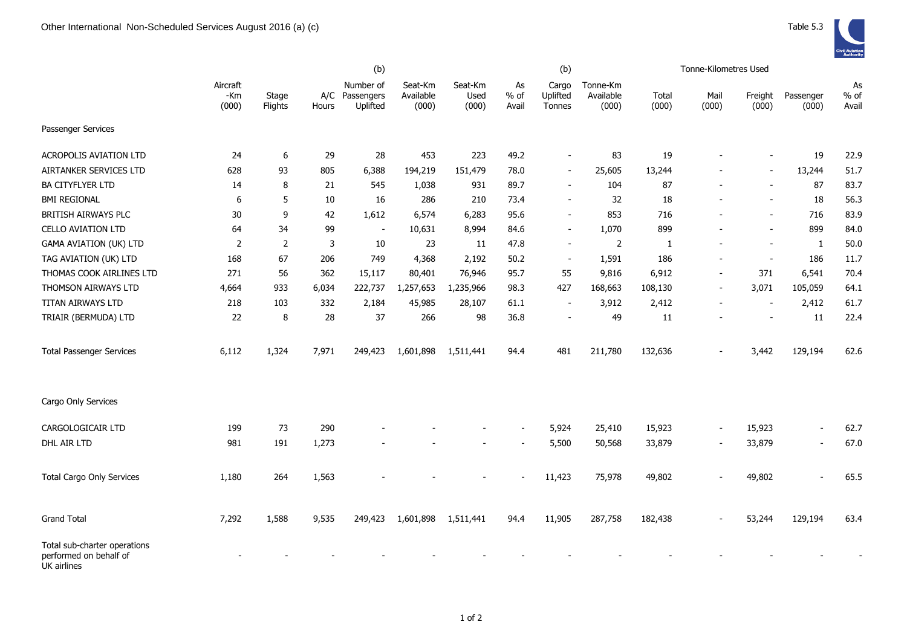# Other International Non-Scheduled Services August 2016 (a) (c)

Table 5.3

| | Aircraft -Km (000) | Stage Flights | A/C Hours | (b) Number of Passengers Uplifted | Seat-Km Available (000) | Seat-Km Used (000) | As % of Avail | (b) Cargo Uplifted Tonnes | Tonne-Km Available (000) | Tonne-Kilometres Used Total (000) | Mail (000) | Freight (000) | Passenger (000) | As % of Avail |
|---|---|---|---|---|---|---|---|---|---|---|---|---|---|---|
| **Passenger Services** | | | | | | | | | | | | | | |
| ACROPOLIS AVIATION LTD | 24 | 6 | 29 | 28 | 453 | 223 | 49.2 | - | 83 | 19 | - | - | 19 | 22.9 |
| AIRTANKER SERVICES LTD | 628 | 93 | 805 | 6,388 | 194,219 | 151,479 | 78.0 | - | 25,605 | 13,244 | - | - | 13,244 | 51.7 |
| BA CITYFLYER LTD | 14 | 8 | 21 | 545 | 1,038 | 931 | 89.7 | - | 104 | 87 | - | - | 87 | 83.7 |
| BMI REGIONAL | 6 | 5 | 10 | 16 | 286 | 210 | 73.4 | - | 32 | 18 | - | - | 18 | 56.3 |
| BRITISH AIRWAYS PLC | 30 | 9 | 42 | 1,612 | 6,574 | 6,283 | 95.6 | - | 853 | 716 | - | - | 716 | 83.9 |
| CELLO AVIATION LTD | 64 | 34 | 99 | - | 10,631 | 8,994 | 84.6 | - | 1,070 | 899 | - | - | 899 | 84.0 |
| GAMA AVIATION (UK) LTD | 2 | 2 | 3 | 10 | 23 | 11 | 47.8 | - | 2 | 1 | - | - | 1 | 50.0 |
| TAG AVIATION (UK) LTD | 168 | 67 | 206 | 749 | 4,368 | 2,192 | 50.2 | - | 1,591 | 186 | - | - | 186 | 11.7 |
| THOMAS COOK AIRLINES LTD | 271 | 56 | 362 | 15,117 | 80,401 | 76,946 | 95.7 | 55 | 9,816 | 6,912 | - | 371 | 6,541 | 70.4 |
| THOMSON AIRWAYS LTD | 4,664 | 933 | 6,034 | 222,737 | 1,257,653 | 1,235,966 | 98.3 | 427 | 168,663 | 108,130 | - | 3,071 | 105,059 | 64.1 |
| TITAN AIRWAYS LTD | 218 | 103 | 332 | 2,184 | 45,985 | 28,107 | 61.1 | - | 3,912 | 2,412 | - | - | 2,412 | 61.7 |
| TRIAIR (BERMUDA) LTD | 22 | 8 | 28 | 37 | 266 | 98 | 36.8 | - | 49 | 11 | - | - | 11 | 22.4 |
| Total Passenger Services | 6,112 | 1,324 | 7,971 | 249,423 | 1,601,898 | 1,511,441 | 94.4 | 481 | 211,780 | 132,636 | - | 3,442 | 129,194 | 62.6 |
| **Cargo Only Services** | | | | | | | | | | | | | | |
| CARGOLOGICAIR LTD | 199 | 73 | 290 | - | - | - | - | 5,924 | 25,410 | 15,923 | - | 15,923 | - | 62.7 |
| DHL AIR LTD | 981 | 191 | 1,273 | - | - | - | - | 5,500 | 50,568 | 33,879 | - | 33,879 | - | 67.0 |
| Total Cargo Only Services | 1,180 | 264 | 1,563 | - | - | - | - | 11,423 | 75,978 | 49,802 | - | 49,802 | - | 65.5 |
| Grand Total | 7,292 | 1,588 | 9,535 | 249,423 | 1,601,898 | 1,511,441 | 94.4 | 11,905 | 287,758 | 182,438 | - | 53,244 | 129,194 | 63.4 |
| Total sub-charter operations performed on behalf of UK airlines | - | - | - | - | - | - | - | - | - | - | - | - | - | - |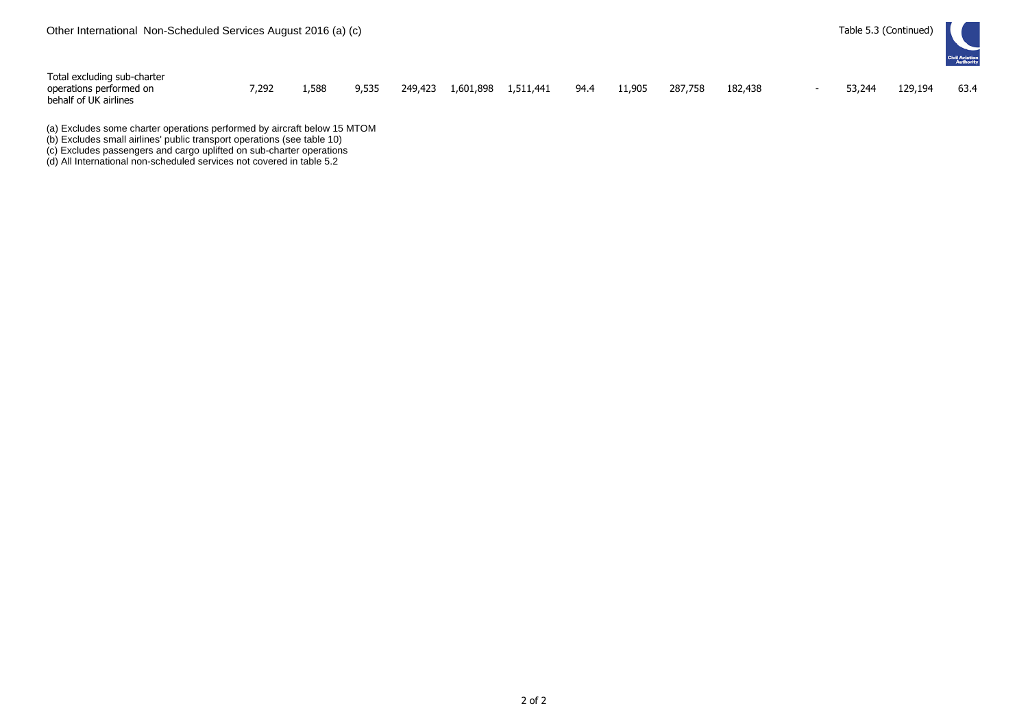Other International Non-Scheduled Services August 2016 (a) (c)

Table 5.3 (Continued)

| | | | | | | | | | | | | | | |
|---|---|---|---|---|---|---|---|---|---|---|---|---|---|---|
| Total excluding sub-charter operations performed on behalf of UK airlines | 7,292 | 1,588 | 9,535 | 249,423 | 1,601,898 | 1,511,441 | 94.4 | 11,905 | 287,758 | 182,438 | - | 53,244 | 129,194 | 63.4 |

(a) Excludes some charter operations performed by aircraft below 15 MTOM
(b) Excludes small airlines' public transport operations (see table 10)
(c) Excludes passengers and cargo uplifted on sub-charter operations
(d) All International non-scheduled services not covered in table 5.2